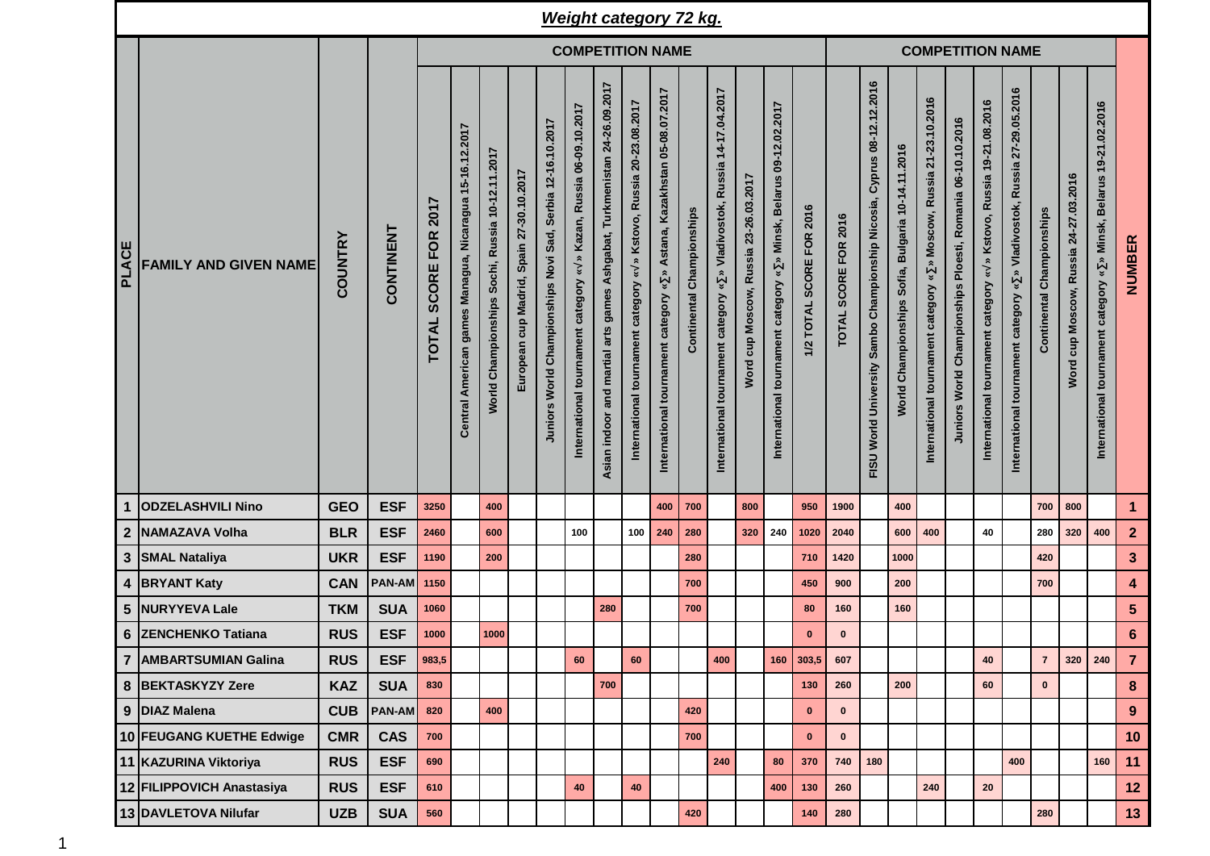## *Weight category 72 kg.*

| PLACE | FAMILY AND GIVEN NAME | COUNTRY | CONTINENT | COMPETITION NAME | | | | | | | | | | | | | | COMPETITION NAME | | | | | | | | | | NUMBER |
|---|---|---|---|---|---|---|---|---|---|---|---|---|---|---|---|---|---|---|---|---|---|---|---|---|---|---|---|---|
| | | | | TOTAL SCORE FOR 2017 | Central American games Managua, Nicaragua 15-16.12.2017 | World Championships Sochi, Russia 10-12.11.2017 | European cup Madrid, Spain 27-30.10.2017 | Juniors World Championships Novi Sad, Serbia 12-16.10.2017 | International tournament category «√» Kazan, Russia 06-09.10.2017 | Asian indoor and martial arts games Ashgabat, Turkmenistan 24-26.09.2017 | International tournament category «√» Kstovo, Russia 20-23.08.2017 | International tournament category «∑» Astana, Kazakhstan 05-08.07.2017 | Continental Championships | International tournament category «∑» Vladivostok, Russia 14-17.04.2017 | Word cup Moscow, Russia 23-26.03.2017 | International tournament category «∑» Minsk, Belarus 09-12.02.2017 | 1/2 TOTAL SCORE FOR 2016 | TOTAL SCORE FOR 2016 | FISU World University Sambo Championship Nicosia, Cyprus 08-12.12.2016 | World Championships Sofia, Bulgaria 10-14.11.2016 | International tournament category «∑» Moscow, Russia 21-23.10.2016 | Juniors World Championships Ploesti, Romania 06-10.10.2016 | International tournament category «√» Kstovo, Russia 19-21.08.2016 | International tournament category «∑» Vladivostok, Russia 27-29.05.2016 | Continental Championships | Word cup Moscow, Russia 24-27.03.2016 | International tournament category «∑» Minsk, Belarus 19-21.02.2016 | |
| 1 | ODZELASHVILI Nino | GEO | ESF | 3250 | | 400 | | | | | | 400 | 700 | | 800 | | 950 | 1900 | | 400 | | | | | 700 | 800 | | 1 |
| 2 | NAMAZAVA Volha | BLR | ESF | 2460 | | 600 | | | 100 | | 100 | 240 | 280 | | 320 | 240 | 1020 | 2040 | | 600 | 400 | | 40 | | 280 | 320 | 400 | 2 |
| 3 | SMAL Nataliya | UKR | ESF | 1190 | | 200 | | | | | | | 280 | | | | 710 | 1420 | | 1000 | | | | | 420 | | | 3 |
| 4 | BRYANT Katy | CAN | PAN-AM | 1150 | | | | | | | | | 700 | | | | 450 | 900 | | 200 | | | | | 700 | | | 4 |
| 5 | NURYYEVA Lale | TKM | SUA | 1060 | | | | | | 280 | | | 700 | | | | 80 | 160 | | 160 | | | | | | | | 5 |
| 6 | ZENCHENKO Tatiana | RUS | ESF | 1000 | | 1000 | | | | | | | | | | | 0 | 0 | | | | | | | | | | 6 |
| 7 | AMBARTSUMIAN Galina | RUS | ESF | 983,5 | | | | | 60 | | 60 | | | 400 | | 160 | 303,5 | 607 | | | | | 40 | | 7 | 320 | 240 | 7 |
| 8 | BEKTASKYZY Zere | KAZ | SUA | 830 | | | | | | 700 | | | | | | | 130 | 260 | | 200 | | | 60 | | 0 | | | 8 |
| 9 | DIAZ Malena | CUB | PAN-AM | 820 | | 400 | | | | | | | 420 | | | | 0 | 0 | | | | | | | | | | 9 |
| 10 | FEUGANG KUETHE Edwige | CMR | CAS | 700 | | | | | | | | | 700 | | | | 0 | 0 | | | | | | | | | | 10 |
| 11 | KAZURINA Viktoriya | RUS | ESF | 690 | | | | | | | | | | 240 | | 80 | 370 | 740 | 180 | | | | | 400 | | | 160 | 11 |
| 12 | FILIPPOVICH Anastasiya | RUS | ESF | 610 | | | | | 40 | | 40 | | | | | 400 | 130 | 260 | | | 240 | | 20 | | | | | 12 |
| 13 | DAVLETOVA Nilufar | UZB | SUA | 560 | | | | | | | | | 420 | | | | 140 | 280 | | | | | | | 280 | | | 13 |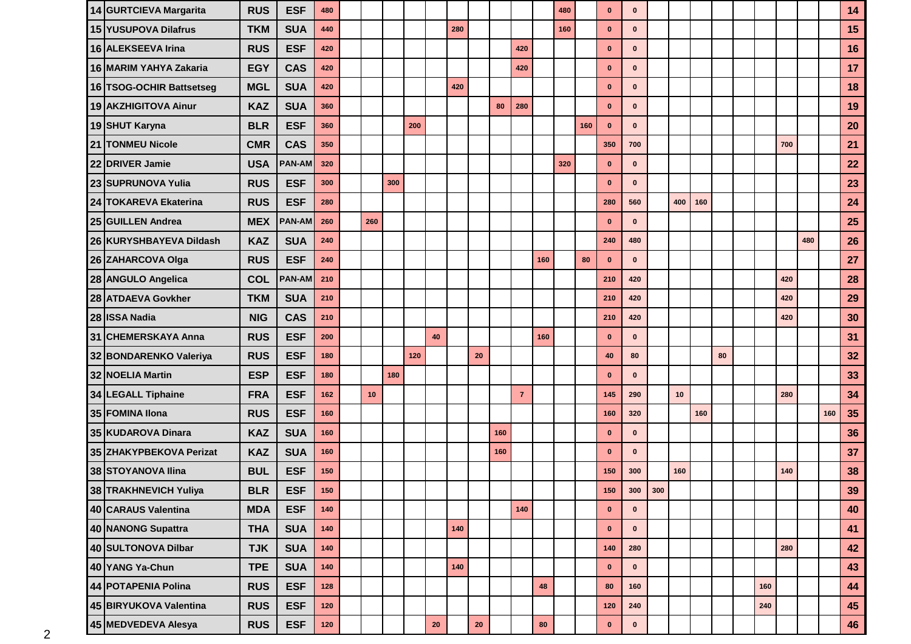| | | | | | | | | | | | | | | | | | | | | | | | | | | | | |
|---|---|---|---|---|---|---|---|---|---|---|---|---|---|---|---|---|---|---|---|---|---|---|---|---|---|---|---|---|
| 14 | GURTCIEVA Margarita | RUS | ESF | 480 | | | | | | | | | | | 480 | | 0 | 0 | | | | | | | | | | 14 |
| 15 | YUSUPOVA Dilafrus | TKM | SUA | 440 | | | | | | 280 | | | | | 160 | | 0 | 0 | | | | | | | | | | 15 |
| 16 | ALEKSEEVA Irina | RUS | ESF | 420 | | | | | | | | | 420 | | | | 0 | 0 | | | | | | | | | | 16 |
| 16 | MARIM YAHYA Zakaria | EGY | CAS | 420 | | | | | | | | | 420 | | | | 0 | 0 | | | | | | | | | | 17 |
| 16 | TSOG-OCHIR Battsetseg | MGL | SUA | 420 | | | | | | 420 | | | | | | | 0 | 0 | | | | | | | | | | 18 |
| 19 | AKZHIGITOVA Ainur | KAZ | SUA | 360 | | | | | | | | 80 | 280 | | | | 0 | 0 | | | | | | | | | | 19 |
| 19 | SHUT Karyna | BLR | ESF | 360 | | | | 200 | | | | | | | | 160 | 0 | 0 | | | | | | | | | | 20 |
| 21 | TONMEU Nicole | CMR | CAS | 350 | | | | | | | | | | | | | 350 | 700 | | | | | | | 700 | | | 21 |
| 22 | DRIVER Jamie | USA | PAN-AM | 320 | | | | | | | | | | | 320 | | 0 | 0 | | | | | | | | | | 22 |
| 23 | SUPRUNOVA Yulia | RUS | ESF | 300 | | | 300 | | | | | | | | | | 0 | 0 | | | | | | | | | | 23 |
| 24 | TOKAREVA Ekaterina | RUS | ESF | 280 | | | | | | | | | | | | | 280 | 560 | | 400 | 160 | | | | | | | 24 |
| 25 | GUILLEN Andrea | MEX | PAN-AM | 260 | | 260 | | | | | | | | | | | 0 | 0 | | | | | | | | | | 25 |
| 26 | KURYSHBAYEVA Dildash | KAZ | SUA | 240 | | | | | | | | | | | | | 240 | 480 | | | | | | | | 480 | | 26 |
| 26 | ZAHARCOVA Olga | RUS | ESF | 240 | | | | | | | | | | 160 | | 80 | 0 | 0 | | | | | | | | | | 27 |
| 28 | ANGULO Angelica | COL | PAN-AM | 210 | | | | | | | | | | | | | 210 | 420 | | | | | | | 420 | | | 28 |
| 28 | ATDAEVA Govkher | TKM | SUA | 210 | | | | | | | | | | | | | 210 | 420 | | | | | | | 420 | | | 29 |
| 28 | ISSA Nadia | NIG | CAS | 210 | | | | | | | | | | | | | 210 | 420 | | | | | | | 420 | | | 30 |
| 31 | CHEMERSKAYA Anna | RUS | ESF | 200 | | | | | 40 | | | | | 160 | | | 0 | 0 | | | | | | | | | | 31 |
| 32 | BONDARENKO Valeriya | RUS | ESF | 180 | | | | 120 | | | 20 | | | | | | 40 | 80 | | | | 80 | | | | | | 32 |
| 32 | NOELIA Martin | ESP | ESF | 180 | | | 180 | | | | | | | | | | 0 | 0 | | | | | | | | | | 33 |
| 34 | LEGALL Tiphaine | FRA | ESF | 162 | | 10 | | | | | | | 7 | | | | 145 | 290 | | 10 | | | | | 280 | | | 34 |
| 35 | FOMINA Ilona | RUS | ESF | 160 | | | | | | | | | | | | | 160 | 320 | | | 160 | | | | | | 160 | 35 |
| 35 | KUDAROVA Dinara | KAZ | SUA | 160 | | | | | | | | 160 | | | | | 0 | 0 | | | | | | | | | | 36 |
| 35 | ZHAKYPBEKOVA Perizat | KAZ | SUA | 160 | | | | | | | | 160 | | | | | 0 | 0 | | | | | | | | | | 37 |
| 38 | STOYANOVA Ilina | BUL | ESF | 150 | | | | | | | | | | | | | 150 | 300 | | 160 | | | | | 140 | | | 38 |
| 38 | TRAKHNEVICH Yuliya | BLR | ESF | 150 | | | | | | | | | | | | | 150 | 300 | 300 | | | | | | | | | 39 |
| 40 | CARAUS Valentina | MDA | ESF | 140 | | | | | | | | | 140 | | | | 0 | 0 | | | | | | | | | | 40 |
| 40 | NANONG Supattra | THA | SUA | 140 | | | | | | 140 | | | | | | | 0 | 0 | | | | | | | | | | 41 |
| 40 | SULTONOVA Dilbar | TJK | SUA | 140 | | | | | | | | | | | | | 140 | 280 | | | | | | | 280 | | | 42 |
| 40 | YANG Ya-Chun | TPE | SUA | 140 | | | | | | 140 | | | | | | | 0 | 0 | | | | | | | | | | 43 |
| 44 | POTAPENIA Polina | RUS | ESF | 128 | | | | | | | | | | 48 | | | 80 | 160 | | | | | | 160 | | | | 44 |
| 45 | BIRYUKOVA Valentina | RUS | ESF | 120 | | | | | | | | | | | | | 120 | 240 | | | | | | 240 | | | | 45 |
| 45 | MEDVEDEVA Alesya | RUS | ESF | 120 | | | | | 20 | | 20 | | | 80 | | | 0 | 0 | | | | | | | | | | 46 |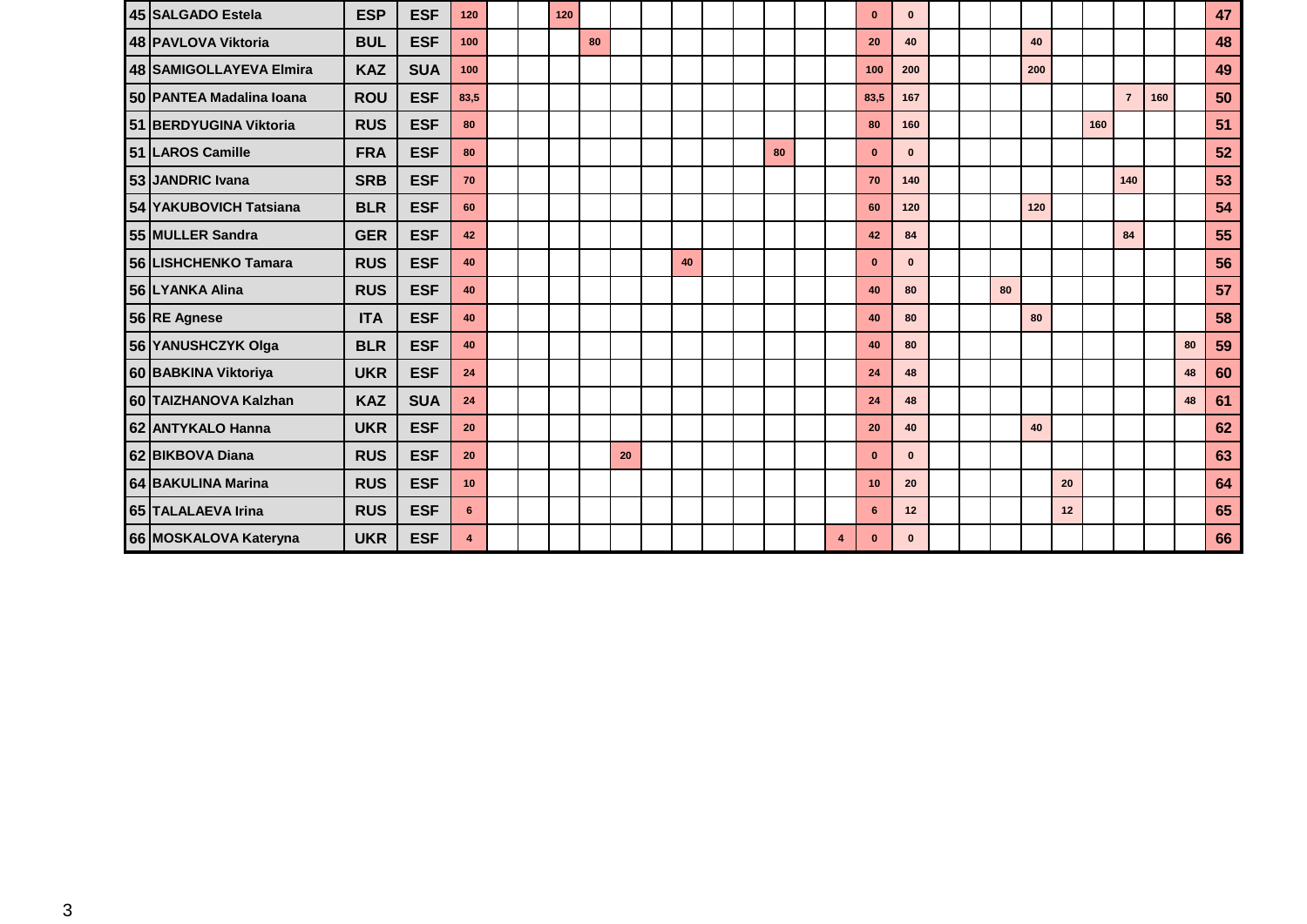| | | | | | | | | | | | | | | | | | | | | | | | | | | | | |
|---|---|---|---|---|---|---|---|---|---|---|---|---|---|---|---|---|---|---|---|---|---|---|---|---|---|---|---|---|
| 45 | SALGADO Estela | ESP | ESF | 120 | | | 120 | | | | | | | | | | 0 | 0 | | | | | | | | | | 47 |
| 48 | PAVLOVA Viktoria | BUL | ESF | 100 | | | | 80 | | | | | | | | | 20 | 40 | | | | 40 | | | | | | 48 |
| 48 | SAMIGOLLAYEVA Elmira | KAZ | SUA | 100 | | | | | | | | | | | | | 100 | 200 | | | | 200 | | | | | | 49 |
| 50 | PANTEA Madalina Ioana | ROU | ESF | 83,5 | | | | | | | | | | | | | 83,5 | 167 | | | | | | | 7 | 160 | | 50 |
| 51 | BERDYUGINA Viktoria | RUS | ESF | 80 | | | | | | | | | | | | | 80 | 160 | | | | | | 160 | | | | 51 |
| 51 | LAROS Camille | FRA | ESF | 80 | | | | | | | | | | 80 | | | 0 | 0 | | | | | | | | | | 52 |
| 53 | JANDRIC Ivana | SRB | ESF | 70 | | | | | | | | | | | | | 70 | 140 | | | | | | | 140 | | | 53 |
| 54 | YAKUBOVICH Tatsiana | BLR | ESF | 60 | | | | | | | | | | | | | 60 | 120 | | | | 120 | | | | | | 54 |
| 55 | MULLER Sandra | GER | ESF | 42 | | | | | | | | | | | | | 42 | 84 | | | | | | | 84 | | | 55 |
| 56 | LISHCHENKO Tamara | RUS | ESF | 40 | | | | | | | 40 | | | | | | 0 | 0 | | | | | | | | | | 56 |
| 56 | LYANKA Alina | RUS | ESF | 40 | | | | | | | | | | | | | 40 | 80 | | | 80 | | | | | | | 57 |
| 56 | RE Agnese | ITA | ESF | 40 | | | | | | | | | | | | | 40 | 80 | | | | 80 | | | | | | 58 |
| 56 | YANUSHCZYK Olga | BLR | ESF | 40 | | | | | | | | | | | | | 40 | 80 | | | | | | | | | 80 | 59 |
| 60 | BABKINA Viktoriya | UKR | ESF | 24 | | | | | | | | | | | | | 24 | 48 | | | | | | | | | 48 | 60 |
| 60 | TAIZHANOVA Kalzhan | KAZ | SUA | 24 | | | | | | | | | | | | | 24 | 48 | | | | | | | | | 48 | 61 |
| 62 | ANTYKALO Hanna | UKR | ESF | 20 | | | | | | | | | | | | | 20 | 40 | | | | 40 | | | | | | 62 |
| 62 | BIKBOVA Diana | RUS | ESF | 20 | | | | | 20 | | | | | | | | 0 | 0 | | | | | | | | | | 63 |
| 64 | BAKULINA Marina | RUS | ESF | 10 | | | | | | | | | | | | | 10 | 20 | | | | | 20 | | | | | 64 |
| 65 | TALALAEVA Irina | RUS | ESF | 6 | | | | | | | | | | | | | 6 | 12 | | | | | 12 | | | | | 65 |
| 66 | MOSKALOVA Kateryna | UKR | ESF | 4 | | | | | | | | | | | | 4 | 0 | 0 | | | | | | | | | | 66 |